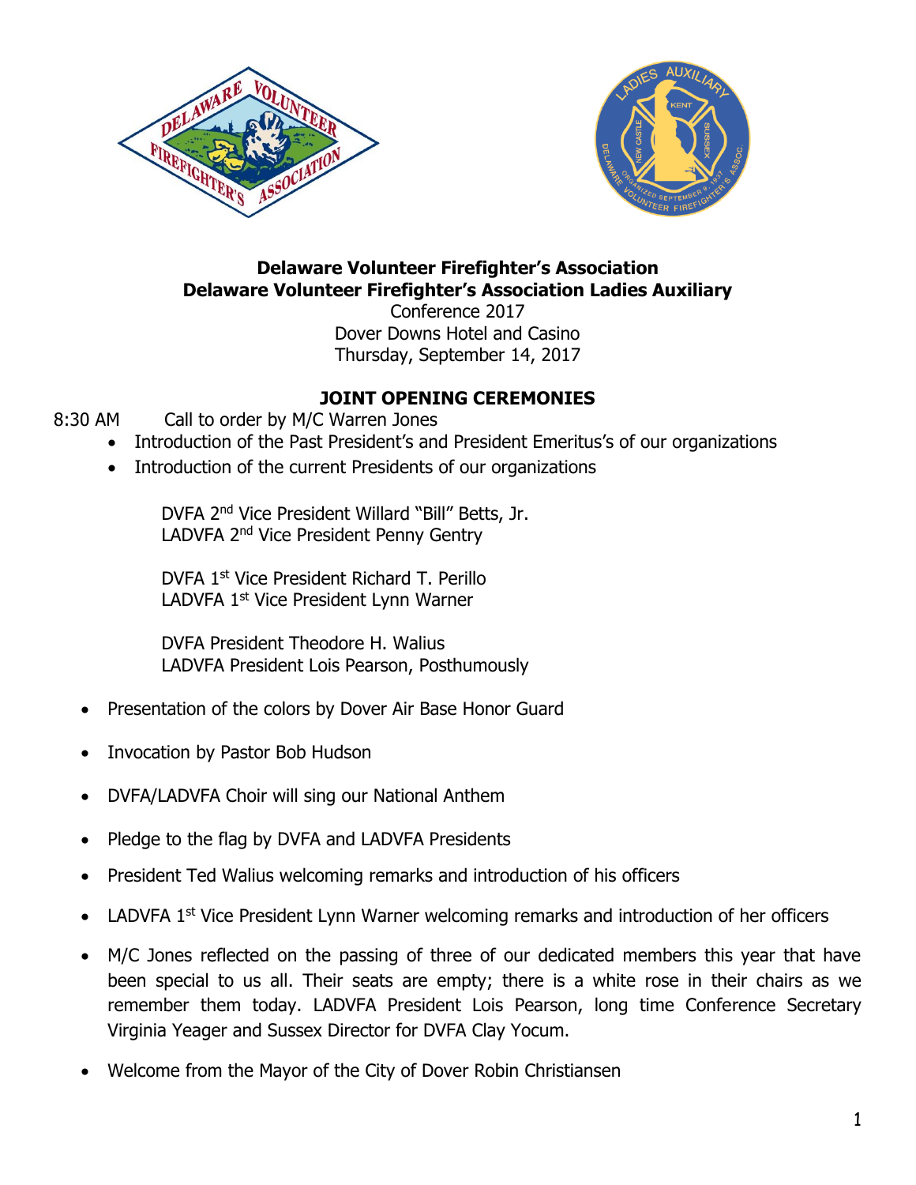**Delaware Volunteer Firefighter's Association**
**Delaware Volunteer Firefighter's Association Ladies Auxiliary**
Conference 2017
Dover Downs Hotel and Casino
Thursday, September 14, 2017

## JOINT OPENING CEREMONIES

8:30 AM Call to order by M/C Warren Jones

- Introduction of the Past President's and President Emeritus's of our organizations
- Introduction of the current Presidents of our organizations

DVFA 2nd Vice President Willard "Bill" Betts, Jr.
LADVFA 2nd Vice President Penny Gentry

DVFA 1st Vice President Richard T. Perillo
LADVFA 1st Vice President Lynn Warner

DVFA President Theodore H. Walius
LADVFA President Lois Pearson, Posthumously

- Presentation of the colors by Dover Air Base Honor Guard
- Invocation by Pastor Bob Hudson
- DVFA/LADVFA Choir will sing our National Anthem
- Pledge to the flag by DVFA and LADVFA Presidents
- President Ted Walius welcoming remarks and introduction of his officers
- LADVFA 1st Vice President Lynn Warner welcoming remarks and introduction of her officers
- M/C Jones reflected on the passing of three of our dedicated members this year that have been special to us all. Their seats are empty; there is a white rose in their chairs as we remember them today. LADVFA President Lois Pearson, long time Conference Secretary Virginia Yeager and Sussex Director for DVFA Clay Yocum.
- Welcome from the Mayor of the City of Dover Robin Christiansen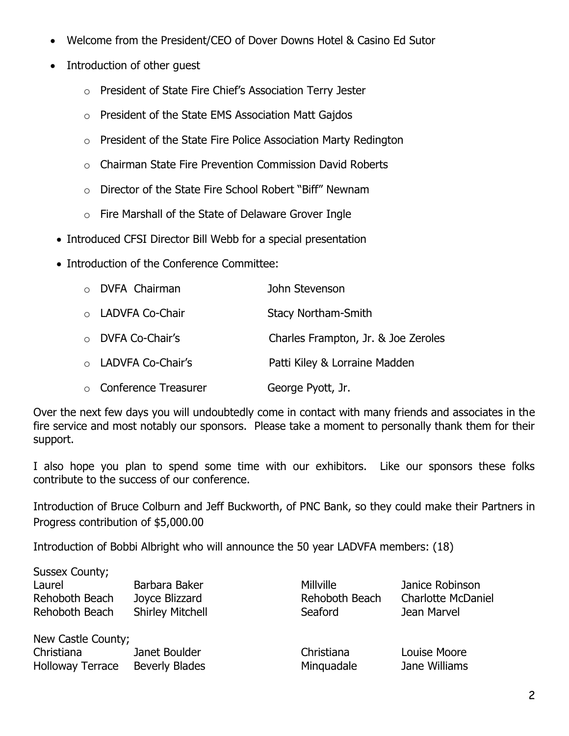- Welcome from the President/CEO of Dover Downs Hotel & Casino Ed Sutor
- Introduction of other guest
    - President of State Fire Chief's Association Terry Jester
    - President of the State EMS Association Matt Gajdos
    - President of the State Fire Police Association Marty Redington
    - Chairman State Fire Prevention Commission David Roberts
    - Director of the State Fire School Robert "Biff" Newnam
    - Fire Marshall of the State of Delaware Grover Ingle
- Introduced CFSI Director Bill Webb for a special presentation
- Introduction of the Conference Committee:
    - DVFA Chairman — John Stevenson
    - LADVFA Co-Chair — Stacy Northam-Smith
    - DVFA Co-Chair's — Charles Frampton, Jr. & Joe Zeroles
    - LADVFA Co-Chair's — Patti Kiley & Lorraine Madden
    - Conference Treasurer — George Pyott, Jr.

Over the next few days you will undoubtedly come in contact with many friends and associates in the fire service and most notably our sponsors. Please take a moment to personally thank them for their support.

I also hope you plan to spend some time with our exhibitors. Like our sponsors these folks contribute to the success of our conference.

Introduction of Bruce Colburn and Jeff Buckworth, of PNC Bank, so they could make their Partners in Progress contribution of $5,000.00

Introduction of Bobbi Albright who will announce the 50 year LADVFA members: (18)

Sussex County;

| | | | |
|---|---|---|---|
| Laurel | Barbara Baker | Millville | Janice Robinson |
| Rehoboth Beach | Joyce Blizzard | Rehoboth Beach | Charlotte McDaniel |
| Rehoboth Beach | Shirley Mitchell | Seaford | Jean Marvel |

New Castle County;

| | | | |
|---|---|---|---|
| Christiana | Janet Boulder | Christiana | Louise Moore |
| Holloway Terrace | Beverly Blades | Minquadale | Jane Williams |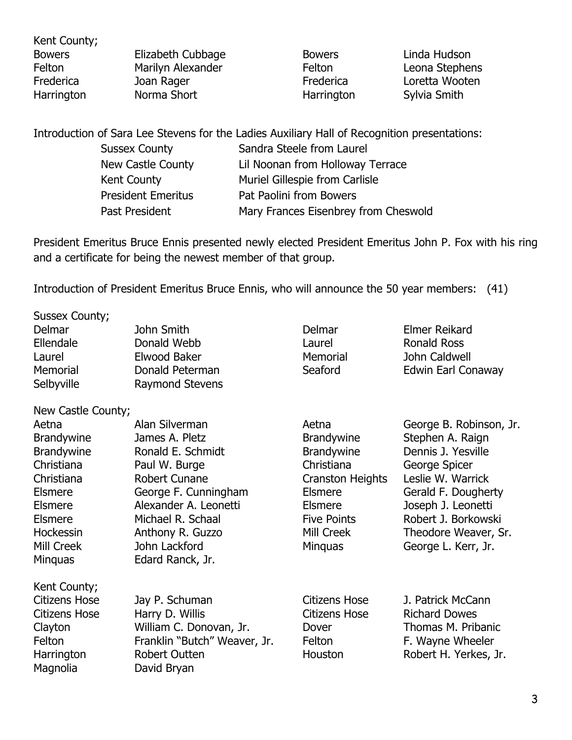Kent County;

| | | | |
|---|---|---|---|
| Bowers | Elizabeth Cubbage | Bowers | Linda Hudson |
| Felton | Marilyn Alexander | Felton | Leona Stephens |
| Frederica | Joan Rager | Frederica | Loretta Wooten |
| Harrington | Norma Short | Harrington | Sylvia Smith |

Introduction of Sara Lee Stevens for the Ladies Auxiliary Hall of Recognition presentations:

| | |
|---|---|
| Sussex County | Sandra Steele from Laurel |
| New Castle County | Lil Noonan from Holloway Terrace |
| Kent County | Muriel Gillespie from Carlisle |
| President Emeritus | Pat Paolini from Bowers |
| Past President | Mary Frances Eisenbrey from Cheswold |

President Emeritus Bruce Ennis presented newly elected President Emeritus John P. Fox with his ring and a certificate for being the newest member of that group.

Introduction of President Emeritus Bruce Ennis, who will announce the 50 year members: (41)

Sussex County;

| | | | |
|---|---|---|---|
| Delmar | John Smith | Delmar | Elmer Reikard |
| Ellendale | Donald Webb | Laurel | Ronald Ross |
| Laurel | Elwood Baker | Memorial | John Caldwell |
| Memorial | Donald Peterman | Seaford | Edwin Earl Conaway |
| Selbyville | Raymond Stevens | | |

New Castle County;

| | | | |
|---|---|---|---|
| Aetna | Alan Silverman | Aetna | George B. Robinson, Jr. |
| Brandywine | James A. Pletz | Brandywine | Stephen A. Raign |
| Brandywine | Ronald E. Schmidt | Brandywine | Dennis J. Yesville |
| Christiana | Paul W. Burge | Christiana | George Spicer |
| Christiana | Robert Cunane | Cranston Heights | Leslie W. Warrick |
| Elsmere | George F. Cunningham | Elsmere | Gerald F. Dougherty |
| Elsmere | Alexander A. Leonetti | Elsmere | Joseph J. Leonetti |
| Elsmere | Michael R. Schaal | Five Points | Robert J. Borkowski |
| Hockessin | Anthony R. Guzzo | Mill Creek | Theodore Weaver, Sr. |
| Mill Creek | John Lackford | Minquas | George L. Kerr, Jr. |
| Minquas | Edard Ranck, Jr. | | |

Kent County;

| | | | |
|---|---|---|---|
| Citizens Hose | Jay P. Schuman | Citizens Hose | J. Patrick McCann |
| Citizens Hose | Harry D. Willis | Citizens Hose | Richard Dowes |
| Clayton | William C. Donovan, Jr. | Dover | Thomas M. Pribanic |
| Felton | Franklin "Butch" Weaver, Jr. | Felton | F. Wayne Wheeler |
| Harrington | Robert Outten | Houston | Robert H. Yerkes, Jr. |
| Magnolia | David Bryan | | |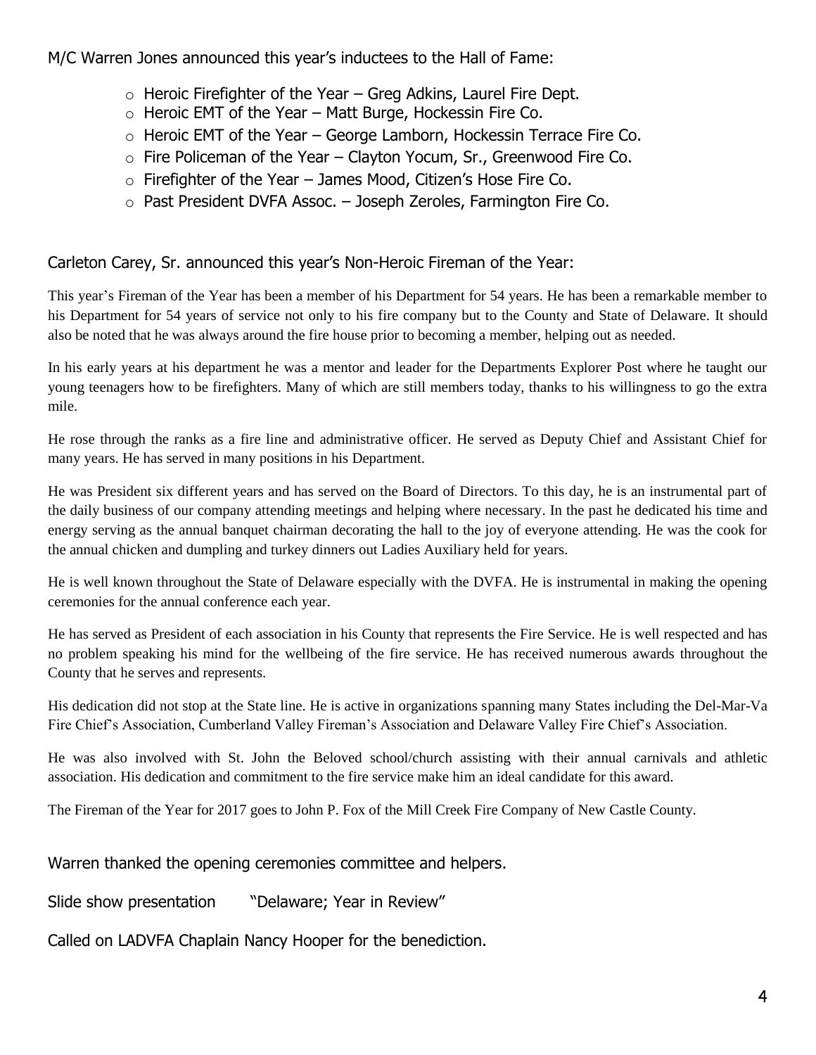M/C Warren Jones announced this year's inductees to the Hall of Fame:

- Heroic Firefighter of the Year – Greg Adkins, Laurel Fire Dept.
- Heroic EMT of the Year – Matt Burge, Hockessin Fire Co.
- Heroic EMT of the Year – George Lamborn, Hockessin Terrace Fire Co.
- Fire Policeman of the Year – Clayton Yocum, Sr., Greenwood Fire Co.
- Firefighter of the Year – James Mood, Citizen's Hose Fire Co.
- Past President DVFA Assoc. – Joseph Zeroles, Farmington Fire Co.

Carleton Carey, Sr. announced this year's Non-Heroic Fireman of the Year:

This year's Fireman of the Year has been a member of his Department for 54 years. He has been a remarkable member to his Department for 54 years of service not only to his fire company but to the County and State of Delaware. It should also be noted that he was always around the fire house prior to becoming a member, helping out as needed.

In his early years at his department he was a mentor and leader for the Departments Explorer Post where he taught our young teenagers how to be firefighters. Many of which are still members today, thanks to his willingness to go the extra mile.

He rose through the ranks as a fire line and administrative officer. He served as Deputy Chief and Assistant Chief for many years. He has served in many positions in his Department.

He was President six different years and has served on the Board of Directors. To this day, he is an instrumental part of the daily business of our company attending meetings and helping where necessary. In the past he dedicated his time and energy serving as the annual banquet chairman decorating the hall to the joy of everyone attending. He was the cook for the annual chicken and dumpling and turkey dinners out Ladies Auxiliary held for years.

He is well known throughout the State of Delaware especially with the DVFA. He is instrumental in making the opening ceremonies for the annual conference each year.

He has served as President of each association in his County that represents the Fire Service. He is well respected and has no problem speaking his mind for the wellbeing of the fire service. He has received numerous awards throughout the County that he serves and represents.

His dedication did not stop at the State line. He is active in organizations spanning many States including the Del-Mar-Va Fire Chief's Association, Cumberland Valley Fireman's Association and Delaware Valley Fire Chief's Association.

He was also involved with St. John the Beloved school/church assisting with their annual carnivals and athletic association. His dedication and commitment to the fire service make him an ideal candidate for this award.

The Fireman of the Year for 2017 goes to John P. Fox of the Mill Creek Fire Company of New Castle County.

Warren thanked the opening ceremonies committee and helpers.

Slide show presentation "Delaware; Year in Review"

Called on LADVFA Chaplain Nancy Hooper for the benediction.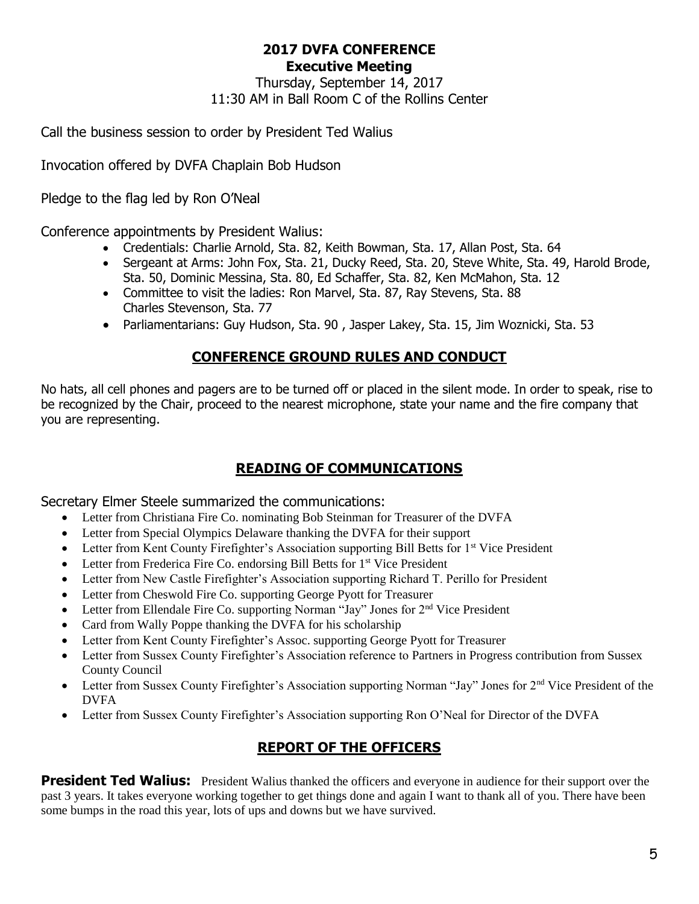# 2017 DVFA CONFERENCE

## Executive Meeting

Thursday, September 14, 2017
11:30 AM in Ball Room C of the Rollins Center

Call the business session to order by President Ted Walius

Invocation offered by DVFA Chaplain Bob Hudson

Pledge to the flag led by Ron O'Neal

Conference appointments by President Walius:

- Credentials: Charlie Arnold, Sta. 82, Keith Bowman, Sta. 17, Allan Post, Sta. 64
- Sergeant at Arms: John Fox, Sta. 21, Ducky Reed, Sta. 20, Steve White, Sta. 49, Harold Brode, Sta. 50, Dominic Messina, Sta. 80, Ed Schaffer, Sta. 82, Ken McMahon, Sta. 12
- Committee to visit the ladies: Ron Marvel, Sta. 87, Ray Stevens, Sta. 88 Charles Stevenson, Sta. 77
- Parliamentarians: Guy Hudson, Sta. 90 , Jasper Lakey, Sta. 15, Jim Woznicki, Sta. 53

## CONFERENCE GROUND RULES AND CONDUCT

No hats, all cell phones and pagers are to be turned off or placed in the silent mode. In order to speak, rise to be recognized by the Chair, proceed to the nearest microphone, state your name and the fire company that you are representing.

## READING OF COMMUNICATIONS

Secretary Elmer Steele summarized the communications:

- Letter from Christiana Fire Co. nominating Bob Steinman for Treasurer of the DVFA
- Letter from Special Olympics Delaware thanking the DVFA for their support
- Letter from Kent County Firefighter's Association supporting Bill Betts for 1st Vice President
- Letter from Frederica Fire Co. endorsing Bill Betts for 1st Vice President
- Letter from New Castle Firefighter's Association supporting Richard T. Perillo for President
- Letter from Cheswold Fire Co. supporting George Pyott for Treasurer
- Letter from Ellendale Fire Co. supporting Norman "Jay" Jones for 2nd Vice President
- Card from Wally Poppe thanking the DVFA for his scholarship
- Letter from Kent County Firefighter's Assoc. supporting George Pyott for Treasurer
- Letter from Sussex County Firefighter's Association reference to Partners in Progress contribution from Sussex County Council
- Letter from Sussex County Firefighter's Association supporting Norman "Jay" Jones for 2nd Vice President of the DVFA
- Letter from Sussex County Firefighter's Association supporting Ron O'Neal for Director of the DVFA

## REPORT OF THE OFFICERS

**President Ted Walius:** President Walius thanked the officers and everyone in audience for their support over the past 3 years. It takes everyone working together to get things done and again I want to thank all of you. There have been some bumps in the road this year, lots of ups and downs but we have survived.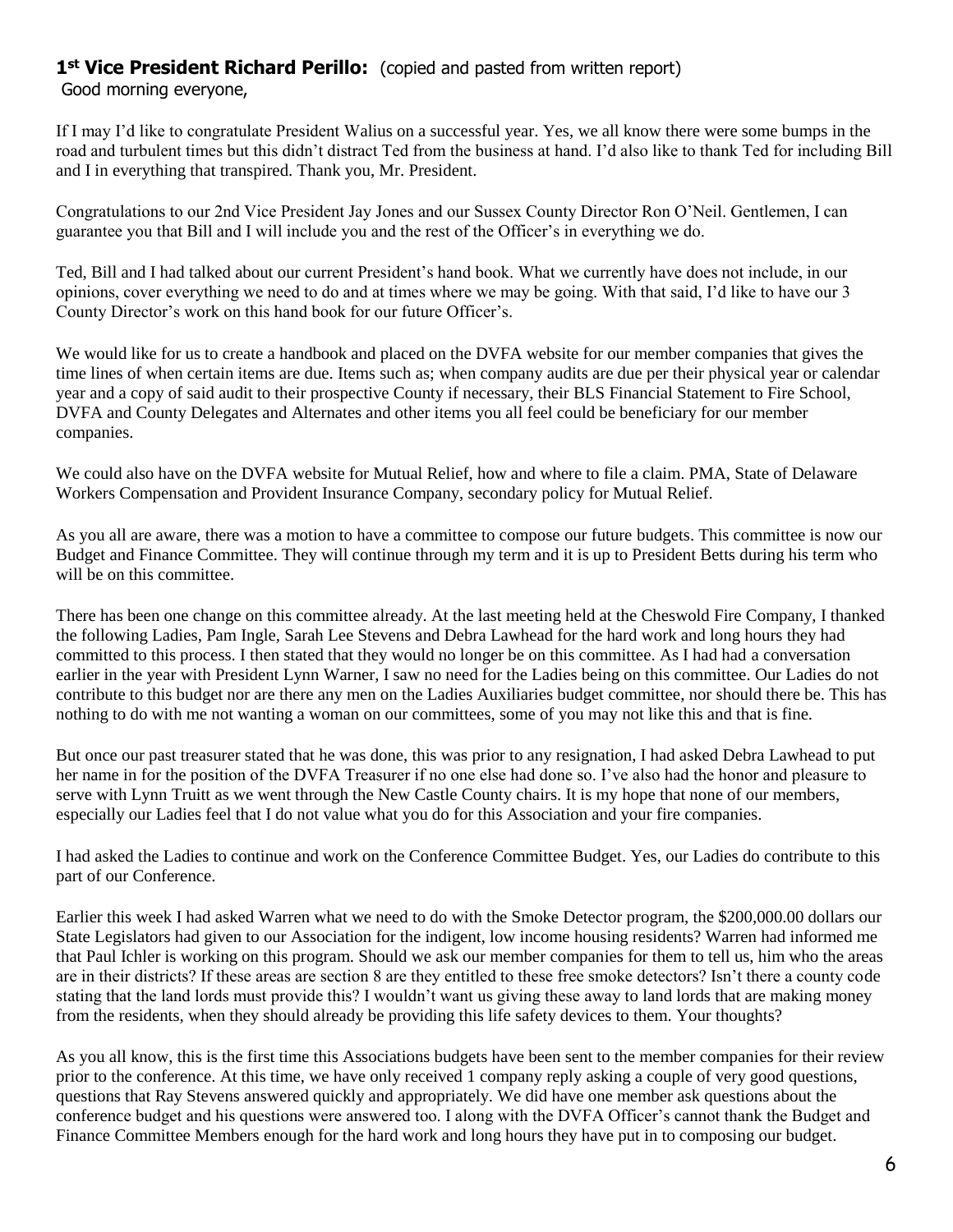**1st Vice President Richard Perillo:** (copied and pasted from written report)
Good morning everyone,

If I may I'd like to congratulate President Walius on a successful year. Yes, we all know there were some bumps in the road and turbulent times but this didn't distract Ted from the business at hand. I'd also like to thank Ted for including Bill and I in everything that transpired. Thank you, Mr. President.

Congratulations to our 2nd Vice President Jay Jones and our Sussex County Director Ron O'Neil. Gentlemen, I can guarantee you that Bill and I will include you and the rest of the Officer's in everything we do.

Ted, Bill and I had talked about our current President's hand book. What we currently have does not include, in our opinions, cover everything we need to do and at times where we may be going. With that said, I'd like to have our 3 County Director's work on this hand book for our future Officer's.

We would like for us to create a handbook and placed on the DVFA website for our member companies that gives the time lines of when certain items are due. Items such as; when company audits are due per their physical year or calendar year and a copy of said audit to their prospective County if necessary, their BLS Financial Statement to Fire School, DVFA and County Delegates and Alternates and other items you all feel could be beneficiary for our member companies.

We could also have on the DVFA website for Mutual Relief, how and where to file a claim. PMA, State of Delaware Workers Compensation and Provident Insurance Company, secondary policy for Mutual Relief.

As you all are aware, there was a motion to have a committee to compose our future budgets. This committee is now our Budget and Finance Committee. They will continue through my term and it is up to President Betts during his term who will be on this committee.

There has been one change on this committee already. At the last meeting held at the Cheswold Fire Company, I thanked the following Ladies, Pam Ingle, Sarah Lee Stevens and Debra Lawhead for the hard work and long hours they had committed to this process. I then stated that they would no longer be on this committee. As I had had a conversation earlier in the year with President Lynn Warner, I saw no need for the Ladies being on this committee. Our Ladies do not contribute to this budget nor are there any men on the Ladies Auxiliaries budget committee, nor should there be. This has nothing to do with me not wanting a woman on our committees, some of you may not like this and that is fine.

But once our past treasurer stated that he was done, this was prior to any resignation, I had asked Debra Lawhead to put her name in for the position of the DVFA Treasurer if no one else had done so. I've also had the honor and pleasure to serve with Lynn Truitt as we went through the New Castle County chairs. It is my hope that none of our members, especially our Ladies feel that I do not value what you do for this Association and your fire companies.

I had asked the Ladies to continue and work on the Conference Committee Budget. Yes, our Ladies do contribute to this part of our Conference.

Earlier this week I had asked Warren what we need to do with the Smoke Detector program, the $200,000.00 dollars our State Legislators had given to our Association for the indigent, low income housing residents? Warren had informed me that Paul Ichler is working on this program. Should we ask our member companies for them to tell us, him who the areas are in their districts? If these areas are section 8 are they entitled to these free smoke detectors? Isn't there a county code stating that the land lords must provide this? I wouldn't want us giving these away to land lords that are making money from the residents, when they should already be providing this life safety devices to them. Your thoughts?

As you all know, this is the first time this Associations budgets have been sent to the member companies for their review prior to the conference. At this time, we have only received 1 company reply asking a couple of very good questions, questions that Ray Stevens answered quickly and appropriately. We did have one member ask questions about the conference budget and his questions were answered too. I along with the DVFA Officer's cannot thank the Budget and Finance Committee Members enough for the hard work and long hours they have put in to composing our budget.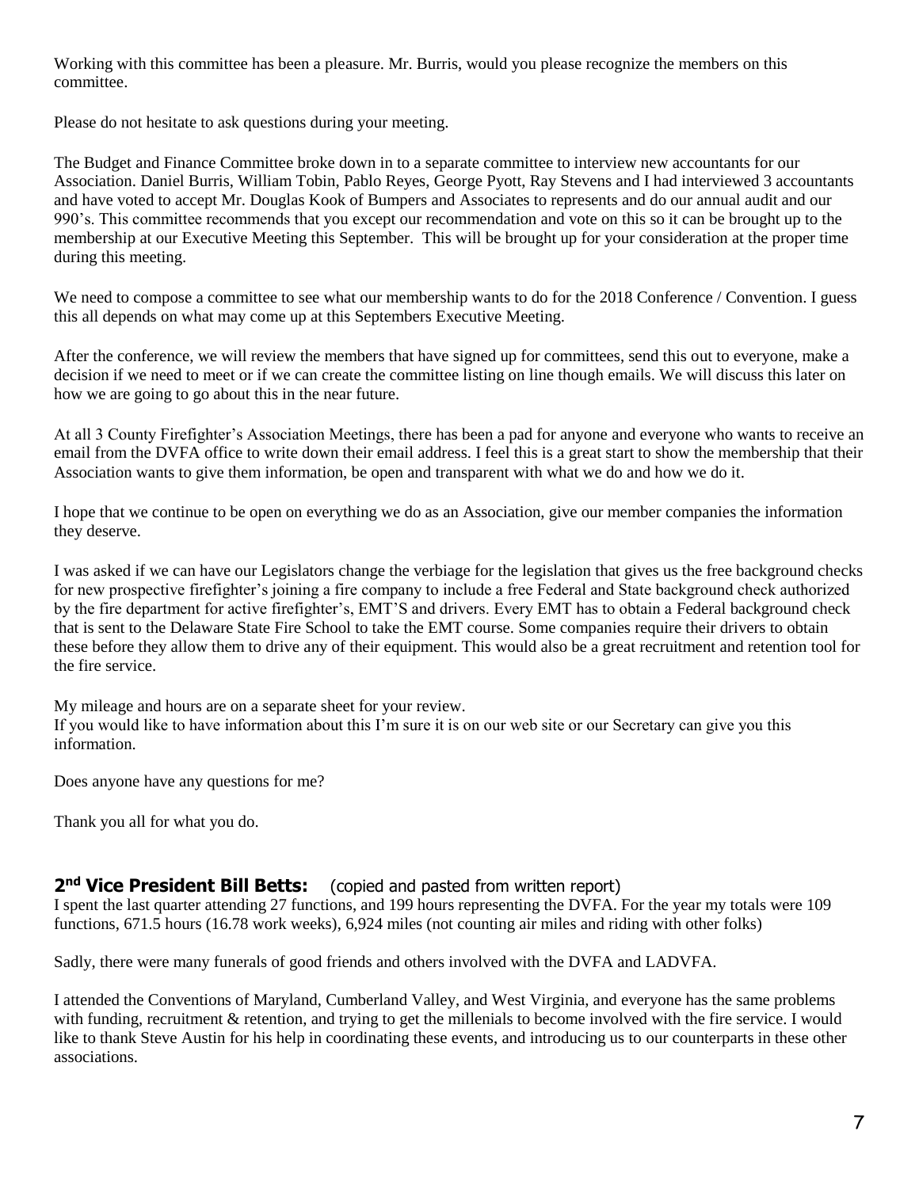Working with this committee has been a pleasure. Mr. Burris, would you please recognize the members on this committee.

Please do not hesitate to ask questions during your meeting.

The Budget and Finance Committee broke down in to a separate committee to interview new accountants for our Association. Daniel Burris, William Tobin, Pablo Reyes, George Pyott, Ray Stevens and I had interviewed 3 accountants and have voted to accept Mr. Douglas Kook of Bumpers and Associates to represents and do our annual audit and our 990's. This committee recommends that you except our recommendation and vote on this so it can be brought up to the membership at our Executive Meeting this September. This will be brought up for your consideration at the proper time during this meeting.

We need to compose a committee to see what our membership wants to do for the 2018 Conference / Convention. I guess this all depends on what may come up at this Septembers Executive Meeting.

After the conference, we will review the members that have signed up for committees, send this out to everyone, make a decision if we need to meet or if we can create the committee listing on line though emails. We will discuss this later on how we are going to go about this in the near future.

At all 3 County Firefighter's Association Meetings, there has been a pad for anyone and everyone who wants to receive an email from the DVFA office to write down their email address. I feel this is a great start to show the membership that their Association wants to give them information, be open and transparent with what we do and how we do it.

I hope that we continue to be open on everything we do as an Association, give our member companies the information they deserve.

I was asked if we can have our Legislators change the verbiage for the legislation that gives us the free background checks for new prospective firefighter's joining a fire company to include a free Federal and State background check authorized by the fire department for active firefighter's, EMT'S and drivers. Every EMT has to obtain a Federal background check that is sent to the Delaware State Fire School to take the EMT course. Some companies require their drivers to obtain these before they allow them to drive any of their equipment. This would also be a great recruitment and retention tool for the fire service.

My mileage and hours are on a separate sheet for your review.
If you would like to have information about this I'm sure it is on our web site or our Secretary can give you this information.

Does anyone have any questions for me?

Thank you all for what you do.

## 2nd Vice President Bill Betts: (copied and pasted from written report)

I spent the last quarter attending 27 functions, and 199 hours representing the DVFA. For the year my totals were 109 functions, 671.5 hours (16.78 work weeks), 6,924 miles (not counting air miles and riding with other folks)

Sadly, there were many funerals of good friends and others involved with the DVFA and LADVFA.

I attended the Conventions of Maryland, Cumberland Valley, and West Virginia, and everyone has the same problems with funding, recruitment & retention, and trying to get the millenials to become involved with the fire service. I would like to thank Steve Austin for his help in coordinating these events, and introducing us to our counterparts in these other associations.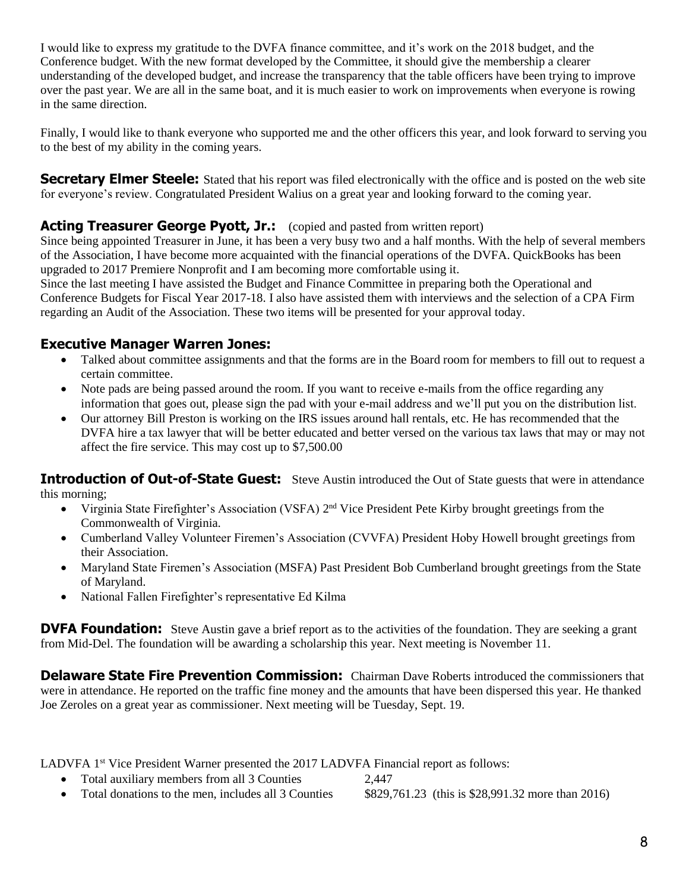I would like to express my gratitude to the DVFA finance committee, and it's work on the 2018 budget, and the Conference budget. With the new format developed by the Committee, it should give the membership a clearer understanding of the developed budget, and increase the transparency that the table officers have been trying to improve over the past year. We are all in the same boat, and it is much easier to work on improvements when everyone is rowing in the same direction.

Finally, I would like to thank everyone who supported me and the other officers this year, and look forward to serving you to the best of my ability in the coming years.

**Secretary Elmer Steele:** Stated that his report was filed electronically with the office and is posted on the web site for everyone's review. Congratulated President Walius on a great year and looking forward to the coming year.

**Acting Treasurer George Pyott, Jr.:** (copied and pasted from written report)
Since being appointed Treasurer in June, it has been a very busy two and a half months. With the help of several members of the Association, I have become more acquainted with the financial operations of the DVFA. QuickBooks has been upgraded to 2017 Premiere Nonprofit and I am becoming more comfortable using it.
Since the last meeting I have assisted the Budget and Finance Committee in preparing both the Operational and Conference Budgets for Fiscal Year 2017-18. I also have assisted them with interviews and the selection of a CPA Firm regarding an Audit of the Association. These two items will be presented for your approval today.

**Executive Manager Warren Jones:**

- Talked about committee assignments and that the forms are in the Board room for members to fill out to request a certain committee.
- Note pads are being passed around the room. If you want to receive e-mails from the office regarding any information that goes out, please sign the pad with your e-mail address and we'll put you on the distribution list.
- Our attorney Bill Preston is working on the IRS issues around hall rentals, etc. He has recommended that the DVFA hire a tax lawyer that will be better educated and better versed on the various tax laws that may or may not affect the fire service. This may cost up to $7,500.00

**Introduction of Out-of-State Guest:** Steve Austin introduced the Out of State guests that were in attendance this morning;

- Virginia State Firefighter's Association (VSFA) 2nd Vice President Pete Kirby brought greetings from the Commonwealth of Virginia.
- Cumberland Valley Volunteer Firemen's Association (CVVFA) President Hoby Howell brought greetings from their Association.
- Maryland State Firemen's Association (MSFA) Past President Bob Cumberland brought greetings from the State of Maryland.
- National Fallen Firefighter's representative Ed Kilma

**DVFA Foundation:** Steve Austin gave a brief report as to the activities of the foundation. They are seeking a grant from Mid-Del. The foundation will be awarding a scholarship this year. Next meeting is November 11.

**Delaware State Fire Prevention Commission:** Chairman Dave Roberts introduced the commissioners that were in attendance. He reported on the traffic fine money and the amounts that have been dispersed this year. He thanked Joe Zeroles on a great year as commissioner. Next meeting will be Tuesday, Sept. 19.

LADVFA 1st Vice President Warner presented the 2017 LADVFA Financial report as follows:

- Total auxiliary members from all 3 Counties 2,447
- Total donations to the men, includes all 3 Counties $829,761.23 (this is $28,991.32 more than 2016)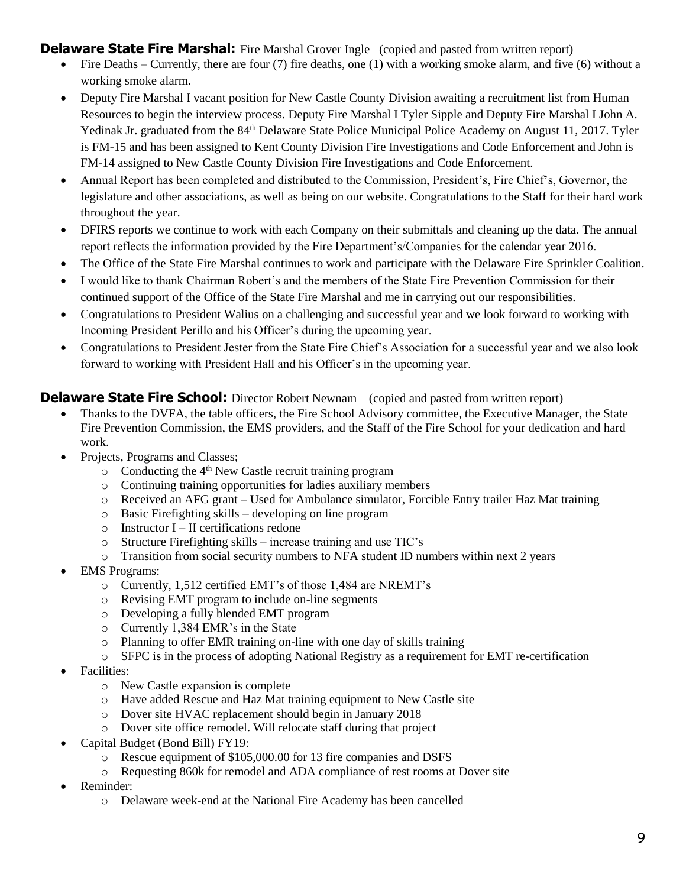**Delaware State Fire Marshal:** Fire Marshal Grover Ingle (copied and pasted from written report)

- Fire Deaths – Currently, there are four (7) fire deaths, one (1) with a working smoke alarm, and five (6) without a working smoke alarm.
- Deputy Fire Marshal I vacant position for New Castle County Division awaiting a recruitment list from Human Resources to begin the interview process. Deputy Fire Marshal I Tyler Sipple and Deputy Fire Marshal I John A. Yedinak Jr. graduated from the 84th Delaware State Police Municipal Police Academy on August 11, 2017. Tyler is FM-15 and has been assigned to Kent County Division Fire Investigations and Code Enforcement and John is FM-14 assigned to New Castle County Division Fire Investigations and Code Enforcement.
- Annual Report has been completed and distributed to the Commission, President's, Fire Chief's, Governor, the legislature and other associations, as well as being on our website. Congratulations to the Staff for their hard work throughout the year.
- DFIRS reports we continue to work with each Company on their submittals and cleaning up the data. The annual report reflects the information provided by the Fire Department's/Companies for the calendar year 2016.
- The Office of the State Fire Marshal continues to work and participate with the Delaware Fire Sprinkler Coalition.
- I would like to thank Chairman Robert's and the members of the State Fire Prevention Commission for their continued support of the Office of the State Fire Marshal and me in carrying out our responsibilities.
- Congratulations to President Walius on a challenging and successful year and we look forward to working with Incoming President Perillo and his Officer's during the upcoming year.
- Congratulations to President Jester from the State Fire Chief's Association for a successful year and we also look forward to working with President Hall and his Officer's in the upcoming year.

**Delaware State Fire School:** Director Robert Newnam (copied and pasted from written report)

- Thanks to the DVFA, the table officers, the Fire School Advisory committee, the Executive Manager, the State Fire Prevention Commission, the EMS providers, and the Staff of the Fire School for your dedication and hard work.
- Projects, Programs and Classes;
  - Conducting the 4th New Castle recruit training program
  - Continuing training opportunities for ladies auxiliary members
  - Received an AFG grant – Used for Ambulance simulator, Forcible Entry trailer Haz Mat training
  - Basic Firefighting skills – developing on line program
  - Instructor I – II certifications redone
  - Structure Firefighting skills – increase training and use TIC's
  - Transition from social security numbers to NFA student ID numbers within next 2 years
- EMS Programs:
  - Currently, 1,512 certified EMT's of those 1,484 are NREMT's
  - Revising EMT program to include on-line segments
  - Developing a fully blended EMT program
  - Currently 1,384 EMR's in the State
  - Planning to offer EMR training on-line with one day of skills training
  - SFPC is in the process of adopting National Registry as a requirement for EMT re-certification
- Facilities:
  - New Castle expansion is complete
  - Have added Rescue and Haz Mat training equipment to New Castle site
  - Dover site HVAC replacement should begin in January 2018
  - Dover site office remodel. Will relocate staff during that project
- Capital Budget (Bond Bill) FY19:
  - Rescue equipment of $105,000.00 for 13 fire companies and DSFS
  - Requesting 860k for remodel and ADA compliance of rest rooms at Dover site
- Reminder:
  - Delaware week-end at the National Fire Academy has been cancelled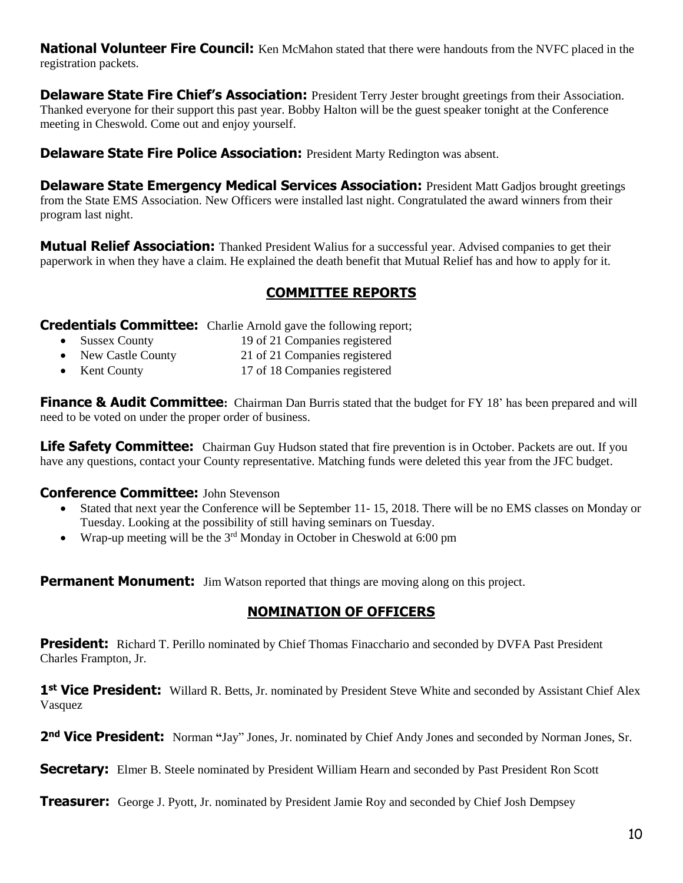**National Volunteer Fire Council:** Ken McMahon stated that there were handouts from the NVFC placed in the registration packets.

**Delaware State Fire Chief's Association:** President Terry Jester brought greetings from their Association. Thanked everyone for their support this past year. Bobby Halton will be the guest speaker tonight at the Conference meeting in Cheswold. Come out and enjoy yourself.

**Delaware State Fire Police Association:** President Marty Redington was absent.

**Delaware State Emergency Medical Services Association:** President Matt Gadjos brought greetings from the State EMS Association. New Officers were installed last night. Congratulated the award winners from their program last night.

**Mutual Relief Association:** Thanked President Walius for a successful year. Advised companies to get their paperwork in when they have a claim. He explained the death benefit that Mutual Relief has and how to apply for it.

## COMMITTEE REPORTS

**Credentials Committee:** Charlie Arnold gave the following report;

- Sussex County — 19 of 21 Companies registered
- New Castle County — 21 of 21 Companies registered
- Kent County — 17 of 18 Companies registered

**Finance & Audit Committee:** Chairman Dan Burris stated that the budget for FY 18' has been prepared and will need to be voted on under the proper order of business.

**Life Safety Committee:** Chairman Guy Hudson stated that fire prevention is in October. Packets are out. If you have any questions, contact your County representative. Matching funds were deleted this year from the JFC budget.

**Conference Committee:** John Stevenson

- Stated that next year the Conference will be September 11- 15, 2018. There will be no EMS classes on Monday or Tuesday. Looking at the possibility of still having seminars on Tuesday.
- Wrap-up meeting will be the 3rd Monday in October in Cheswold at 6:00 pm

**Permanent Monument:** Jim Watson reported that things are moving along on this project.

## NOMINATION OF OFFICERS

**President:** Richard T. Perillo nominated by Chief Thomas Finacchario and seconded by DVFA Past President Charles Frampton, Jr.

**1st Vice President:** Willard R. Betts, Jr. nominated by President Steve White and seconded by Assistant Chief Alex Vasquez

**2nd Vice President:** Norman "Jay" Jones, Jr. nominated by Chief Andy Jones and seconded by Norman Jones, Sr.

**Secretary:** Elmer B. Steele nominated by President William Hearn and seconded by Past President Ron Scott

**Treasurer:** George J. Pyott, Jr. nominated by President Jamie Roy and seconded by Chief Josh Dempsey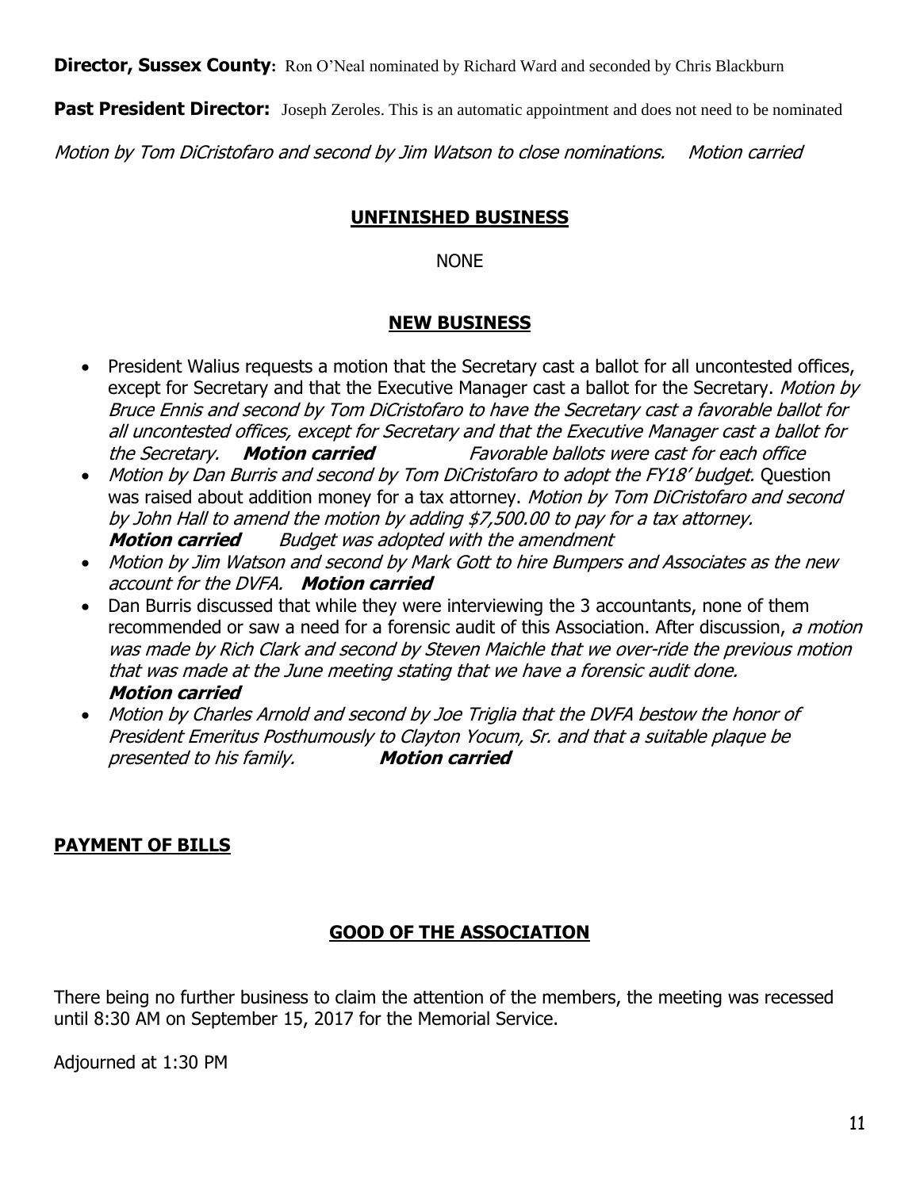**Director, Sussex County:** Ron O'Neal nominated by Richard Ward and seconded by Chris Blackburn

**Past President Director:** Joseph Zeroles. This is an automatic appointment and does not need to be nominated

*Motion by Tom DiCristofaro and second by Jim Watson to close nominations. Motion carried*

## UNFINISHED BUSINESS

NONE

## NEW BUSINESS

- President Walius requests a motion that the Secretary cast a ballot for all uncontested offices, except for Secretary and that the Executive Manager cast a ballot for the Secretary. *Motion by Bruce Ennis and second by Tom DiCristofaro to have the Secretary cast a favorable ballot for all uncontested offices, except for Secretary and that the Executive Manager cast a ballot for the Secretary.* ***Motion carried*** *Favorable ballots were cast for each office*
- *Motion by Dan Burris and second by Tom DiCristofaro to adopt the FY18' budget.* Question was raised about addition money for a tax attorney. *Motion by Tom DiCristofaro and second by John Hall to amend the motion by adding $7,500.00 to pay for a tax attorney.* ***Motion carried*** *Budget was adopted with the amendment*
- *Motion by Jim Watson and second by Mark Gott to hire Bumpers and Associates as the new account for the DVFA.* ***Motion carried***
- Dan Burris discussed that while they were interviewing the 3 accountants, none of them recommended or saw a need for a forensic audit of this Association. After discussion, *a motion was made by Rich Clark and second by Steven Maichle that we over-ride the previous motion that was made at the June meeting stating that we have a forensic audit done.* ***Motion carried***
- *Motion by Charles Arnold and second by Joe Triglia that the DVFA bestow the honor of President Emeritus Posthumously to Clayton Yocum, Sr. and that a suitable plaque be presented to his family.* ***Motion carried***

## PAYMENT OF BILLS

## GOOD OF THE ASSOCIATION

There being no further business to claim the attention of the members, the meeting was recessed until 8:30 AM on September 15, 2017 for the Memorial Service.

Adjourned at 1:30 PM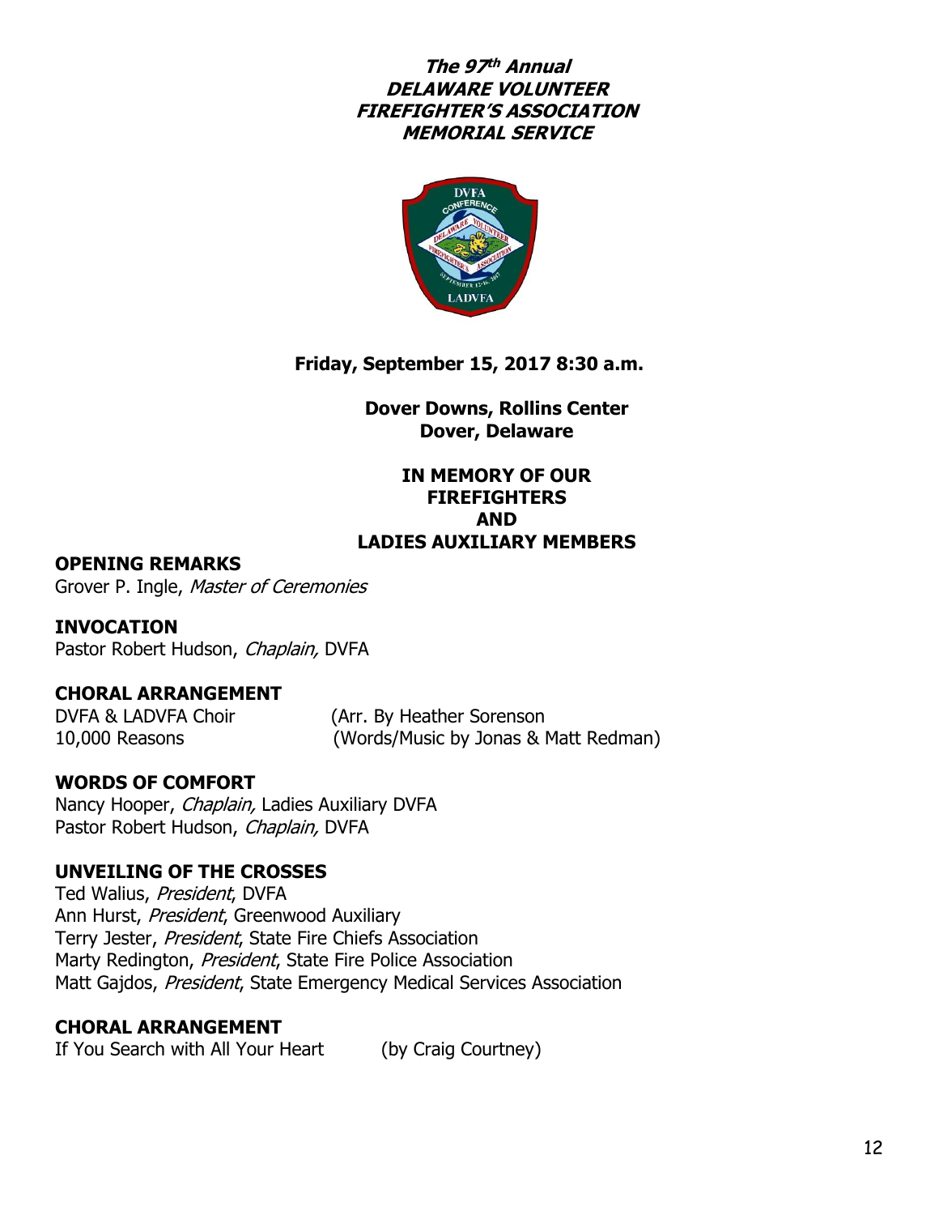# *The 97th Annual DELAWARE VOLUNTEER FIREFIGHTER'S ASSOCIATION MEMORIAL SERVICE*

**Friday, September 15, 2017 8:30 a.m.**

**Dover Downs, Rollins Center**
**Dover, Delaware**

**IN MEMORY OF OUR FIREFIGHTERS AND LADIES AUXILIARY MEMBERS**

**OPENING REMARKS**
Grover P. Ingle, *Master of Ceremonies*

**INVOCATION**
Pastor Robert Hudson, *Chaplain,* DVFA

**CHORAL ARRANGEMENT**
DVFA & LADVFA Choir (Arr. By Heather Sorenson
10,000 Reasons (Words/Music by Jonas & Matt Redman)

**WORDS OF COMFORT**
Nancy Hooper, *Chaplain,* Ladies Auxiliary DVFA
Pastor Robert Hudson, *Chaplain,* DVFA

**UNVEILING OF THE CROSSES**
Ted Walius, *President*, DVFA
Ann Hurst, *President*, Greenwood Auxiliary
Terry Jester, *President*, State Fire Chiefs Association
Marty Redington, *President*, State Fire Police Association
Matt Gajdos, *President*, State Emergency Medical Services Association

**CHORAL ARRANGEMENT**
If You Search with All Your Heart (by Craig Courtney)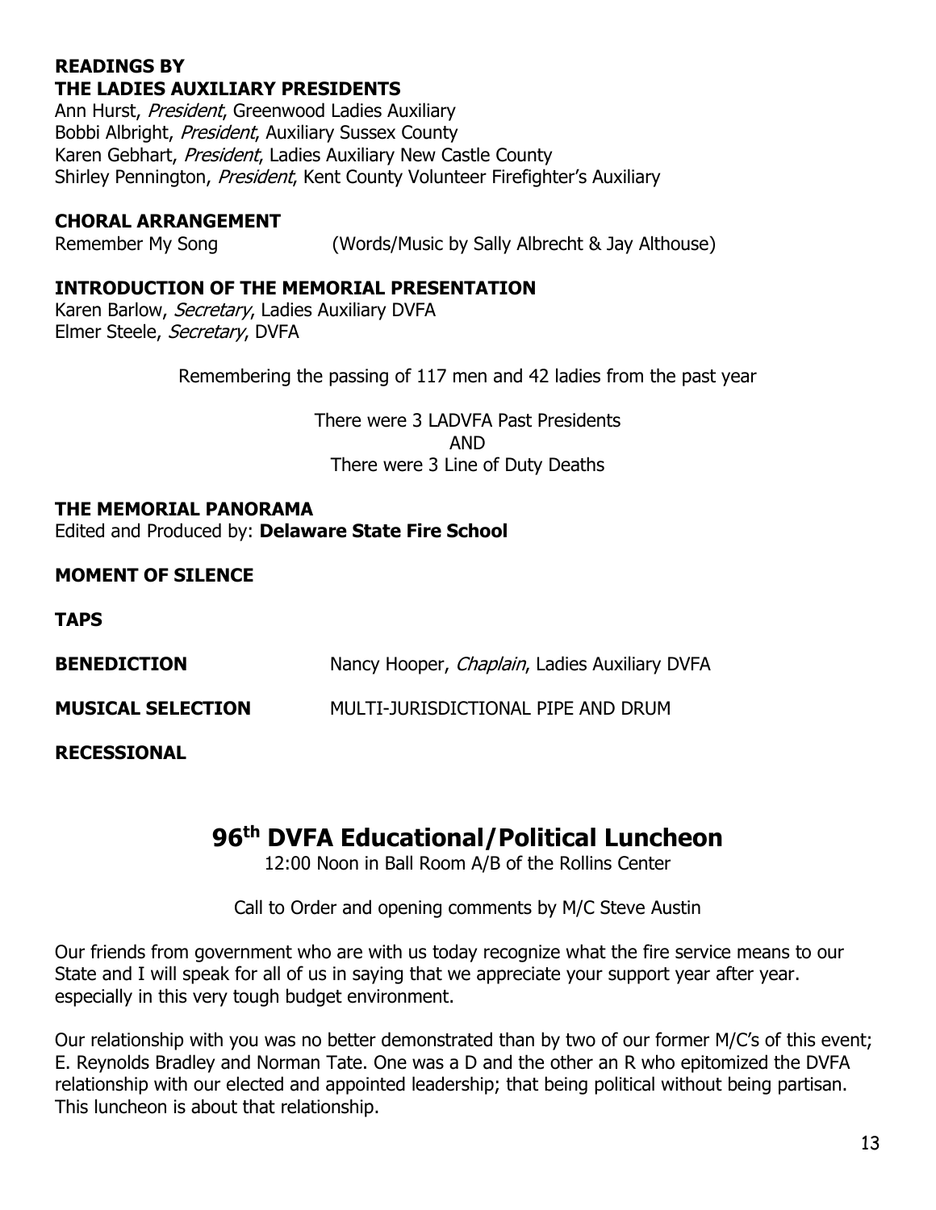**READINGS BY**
**THE LADIES AUXILIARY PRESIDENTS**

Ann Hurst, *President*, Greenwood Ladies Auxiliary
Bobbi Albright, *President*, Auxiliary Sussex County
Karen Gebhart, *President*, Ladies Auxiliary New Castle County
Shirley Pennington, *President*, Kent County Volunteer Firefighter's Auxiliary

**CHORAL ARRANGEMENT**

Remember My Song (Words/Music by Sally Albrecht & Jay Althouse)

**INTRODUCTION OF THE MEMORIAL PRESENTATION**

Karen Barlow, *Secretary*, Ladies Auxiliary DVFA
Elmer Steele, *Secretary*, DVFA

Remembering the passing of 117 men and 42 ladies from the past year

There were 3 LADVFA Past Presidents
AND
There were 3 Line of Duty Deaths

**THE MEMORIAL PANORAMA**

Edited and Produced by: **Delaware State Fire School**

**MOMENT OF SILENCE**

**TAPS**

**BENEDICTION** Nancy Hooper, *Chaplain*, Ladies Auxiliary DVFA

**MUSICAL SELECTION** MULTI-JURISDICTIONAL PIPE AND DRUM

**RECESSIONAL**

# 96th DVFA Educational/Political Luncheon

12:00 Noon in Ball Room A/B of the Rollins Center

Call to Order and opening comments by M/C Steve Austin

Our friends from government who are with us today recognize what the fire service means to our State and I will speak for all of us in saying that we appreciate your support year after year. especially in this very tough budget environment.

Our relationship with you was no better demonstrated than by two of our former M/C's of this event; E. Reynolds Bradley and Norman Tate. One was a D and the other an R who epitomized the DVFA relationship with our elected and appointed leadership; that being political without being partisan. This luncheon is about that relationship.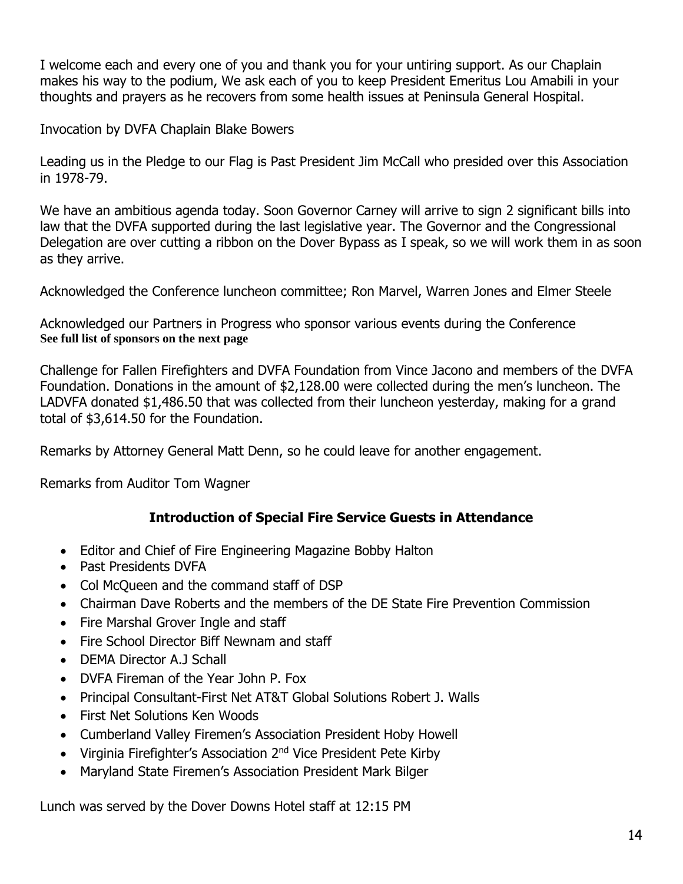I welcome each and every one of you and thank you for your untiring support. As our Chaplain makes his way to the podium, We ask each of you to keep President Emeritus Lou Amabili in your thoughts and prayers as he recovers from some health issues at Peninsula General Hospital.

Invocation by DVFA Chaplain Blake Bowers

Leading us in the Pledge to our Flag is Past President Jim McCall who presided over this Association in 1978-79.

We have an ambitious agenda today. Soon Governor Carney will arrive to sign 2 significant bills into law that the DVFA supported during the last legislative year. The Governor and the Congressional Delegation are over cutting a ribbon on the Dover Bypass as I speak, so we will work them in as soon as they arrive.

Acknowledged the Conference luncheon committee; Ron Marvel, Warren Jones and Elmer Steele

Acknowledged our Partners in Progress who sponsor various events during the Conference
**See full list of sponsors on the next page**

Challenge for Fallen Firefighters and DVFA Foundation from Vince Jacono and members of the DVFA Foundation. Donations in the amount of $2,128.00 were collected during the men's luncheon. The LADVFA donated $1,486.50 that was collected from their luncheon yesterday, making for a grand total of $3,614.50 for the Foundation.

Remarks by Attorney General Matt Denn, so he could leave for another engagement.

Remarks from Auditor Tom Wagner

## Introduction of Special Fire Service Guests in Attendance

- Editor and Chief of Fire Engineering Magazine Bobby Halton
- Past Presidents DVFA
- Col McQueen and the command staff of DSP
- Chairman Dave Roberts and the members of the DE State Fire Prevention Commission
- Fire Marshal Grover Ingle and staff
- Fire School Director Biff Newnam and staff
- DEMA Director A.J Schall
- DVFA Fireman of the Year John P. Fox
- Principal Consultant-First Net AT&T Global Solutions Robert J. Walls
- First Net Solutions Ken Woods
- Cumberland Valley Firemen's Association President Hoby Howell
- Virginia Firefighter's Association 2nd Vice President Pete Kirby
- Maryland State Firemen's Association President Mark Bilger

Lunch was served by the Dover Downs Hotel staff at 12:15 PM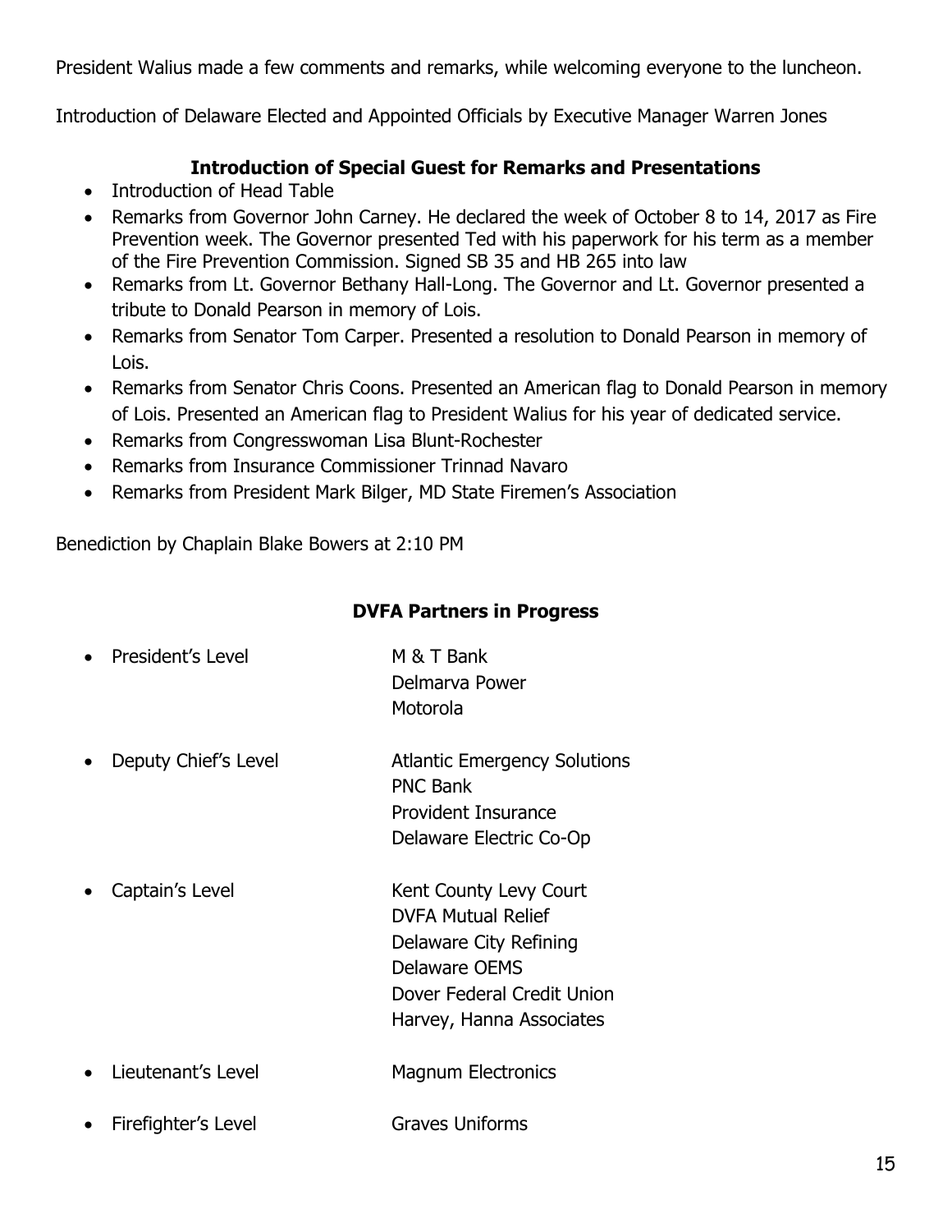President Walius made a few comments and remarks, while welcoming everyone to the luncheon.

Introduction of Delaware Elected and Appointed Officials by Executive Manager Warren Jones

### Introduction of Special Guest for Remarks and Presentations

- Introduction of Head Table
- Remarks from Governor John Carney. He declared the week of October 8 to 14, 2017 as Fire Prevention week. The Governor presented Ted with his paperwork for his term as a member of the Fire Prevention Commission. Signed SB 35 and HB 265 into law
- Remarks from Lt. Governor Bethany Hall-Long. The Governor and Lt. Governor presented a tribute to Donald Pearson in memory of Lois.
- Remarks from Senator Tom Carper. Presented a resolution to Donald Pearson in memory of Lois.
- Remarks from Senator Chris Coons. Presented an American flag to Donald Pearson in memory of Lois. Presented an American flag to President Walius for his year of dedicated service.
- Remarks from Congresswoman Lisa Blunt-Rochester
- Remarks from Insurance Commissioner Trinnad Navaro
- Remarks from President Mark Bilger, MD State Firemen's Association

Benediction by Chaplain Blake Bowers at 2:10 PM

### DVFA Partners in Progress

- President's Level
  - M & T Bank
  - Delmarva Power
  - Motorola
- Deputy Chief's Level
  - Atlantic Emergency Solutions
  - PNC Bank
  - Provident Insurance
  - Delaware Electric Co-Op
- Captain's Level
  - Kent County Levy Court
  - DVFA Mutual Relief
  - Delaware City Refining
  - Delaware OEMS
  - Dover Federal Credit Union
  - Harvey, Hanna Associates
- Lieutenant's Level
  - Magnum Electronics
- Firefighter's Level
  - Graves Uniforms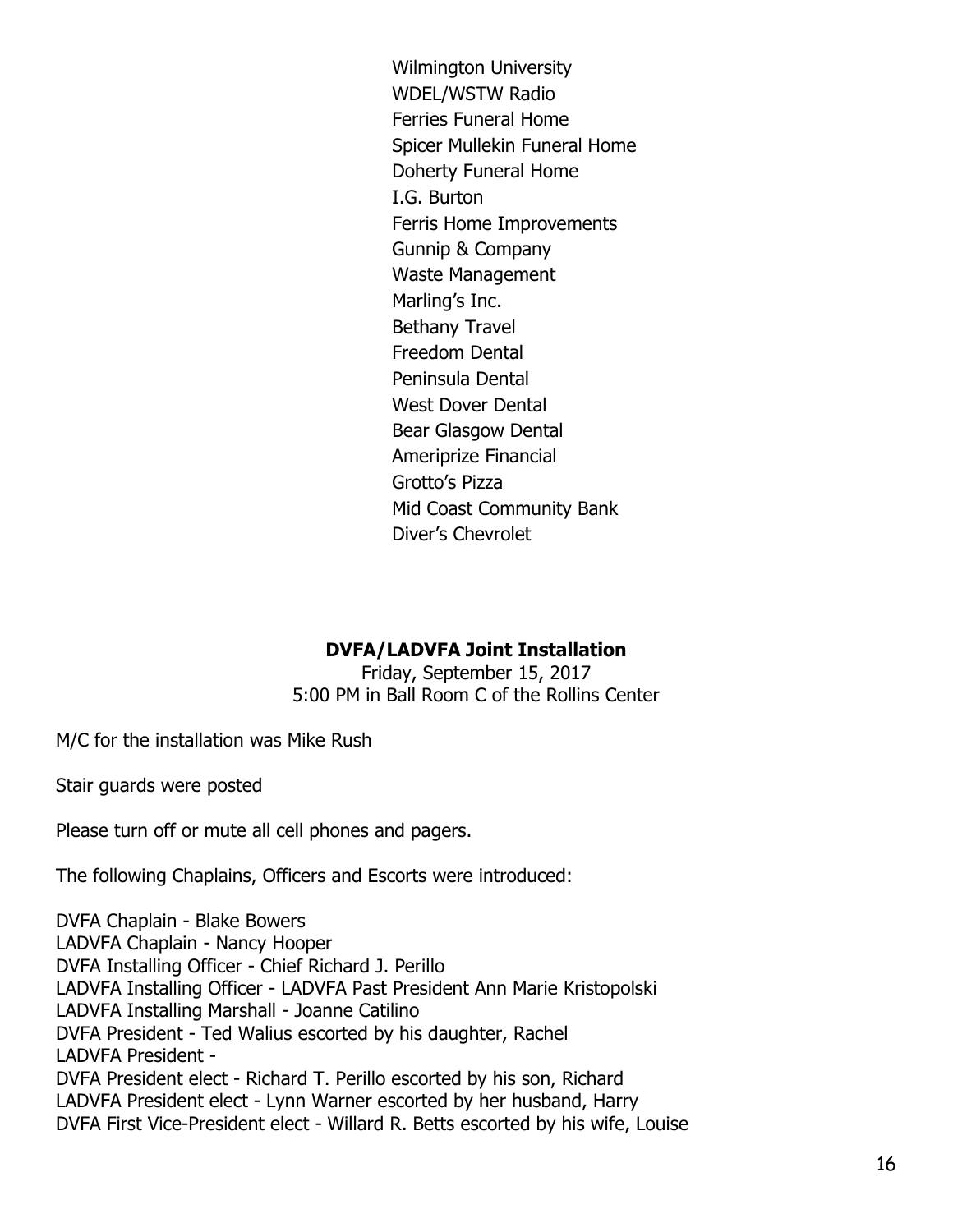Wilmington University
WDEL/WSTW Radio
Ferries Funeral Home
Spicer Mullekin Funeral Home
Doherty Funeral Home
I.G. Burton
Ferris Home Improvements
Gunnip & Company
Waste Management
Marling's Inc.
Bethany Travel
Freedom Dental
Peninsula Dental
West Dover Dental
Bear Glasgow Dental
Ameriprize Financial
Grotto's Pizza
Mid Coast Community Bank
Diver's Chevrolet

**DVFA/LADVFA Joint Installation**

Friday, September 15, 2017
5:00 PM in Ball Room C of the Rollins Center

M/C for the installation was Mike Rush

Stair guards were posted

Please turn off or mute all cell phones and pagers.

The following Chaplains, Officers and Escorts were introduced:

DVFA Chaplain - Blake Bowers
LADVFA Chaplain - Nancy Hooper
DVFA Installing Officer - Chief Richard J. Perillo
LADVFA Installing Officer - LADVFA Past President Ann Marie Kristopolski
LADVFA Installing Marshall - Joanne Catilino
DVFA President - Ted Walius escorted by his daughter, Rachel
LADVFA President -
DVFA President elect - Richard T. Perillo escorted by his son, Richard
LADVFA President elect - Lynn Warner escorted by her husband, Harry
DVFA First Vice-President elect - Willard R. Betts escorted by his wife, Louise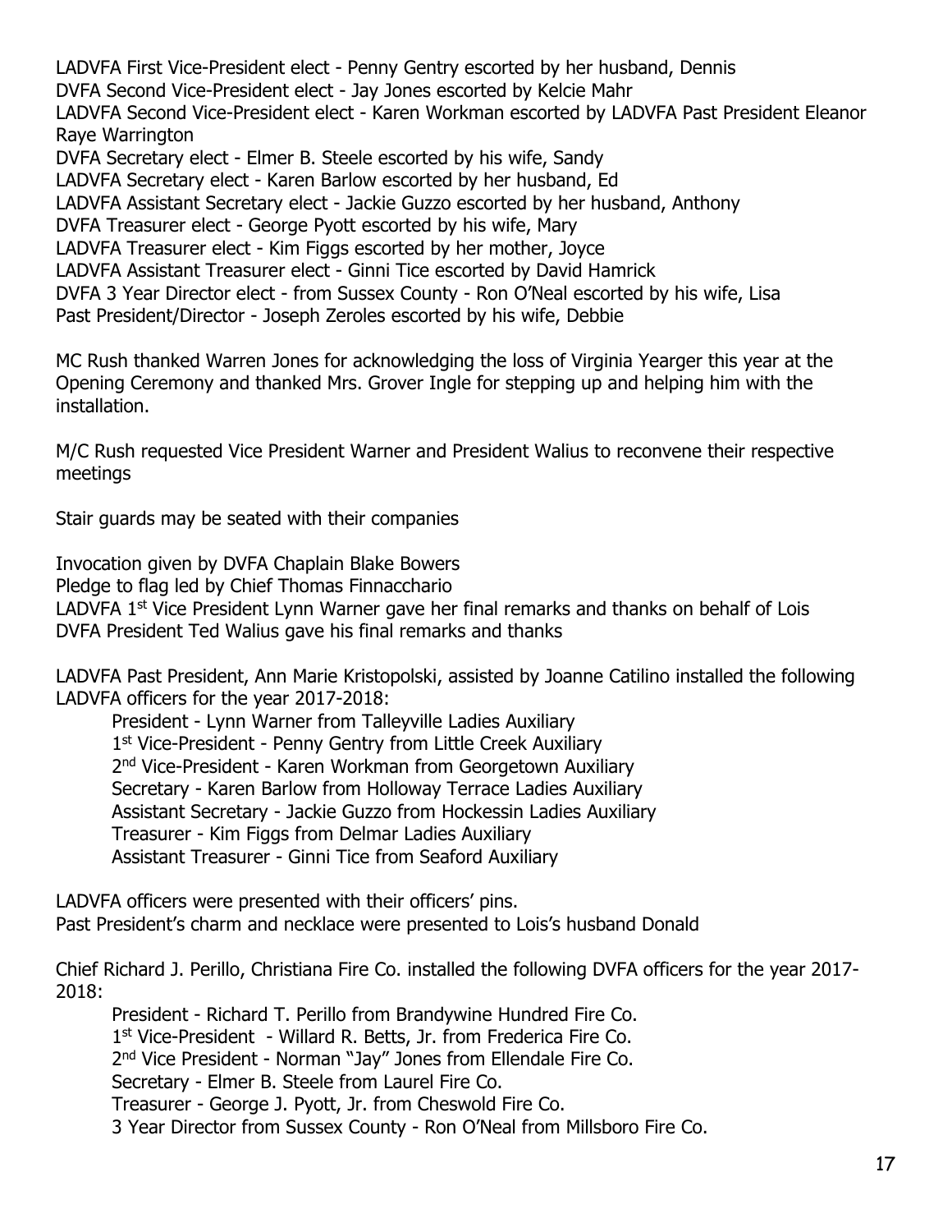LADVFA First Vice-President elect - Penny Gentry escorted by her husband, Dennis
DVFA Second Vice-President elect - Jay Jones escorted by Kelcie Mahr
LADVFA Second Vice-President elect - Karen Workman escorted by LADVFA Past President Eleanor Raye Warrington
DVFA Secretary elect - Elmer B. Steele escorted by his wife, Sandy
LADVFA Secretary elect - Karen Barlow escorted by her husband, Ed
LADVFA Assistant Secretary elect - Jackie Guzzo escorted by her husband, Anthony
DVFA Treasurer elect - George Pyott escorted by his wife, Mary
LADVFA Treasurer elect - Kim Figgs escorted by her mother, Joyce
LADVFA Assistant Treasurer elect - Ginni Tice escorted by David Hamrick
DVFA 3 Year Director elect - from Sussex County - Ron O'Neal escorted by his wife, Lisa
Past President/Director - Joseph Zeroles escorted by his wife, Debbie

MC Rush thanked Warren Jones for acknowledging the loss of Virginia Yearger this year at the Opening Ceremony and thanked Mrs. Grover Ingle for stepping up and helping him with the installation.

M/C Rush requested Vice President Warner and President Walius to reconvene their respective meetings

Stair guards may be seated with their companies

Invocation given by DVFA Chaplain Blake Bowers
Pledge to flag led by Chief Thomas Finnacchario
LADVFA 1st Vice President Lynn Warner gave her final remarks and thanks on behalf of Lois
DVFA President Ted Walius gave his final remarks and thanks

LADVFA Past President, Ann Marie Kristopolski, assisted by Joanne Catilino installed the following LADVFA officers for the year 2017-2018:

- President - Lynn Warner from Talleyville Ladies Auxiliary
- 1st Vice-President - Penny Gentry from Little Creek Auxiliary
- 2nd Vice-President - Karen Workman from Georgetown Auxiliary
- Secretary - Karen Barlow from Holloway Terrace Ladies Auxiliary
- Assistant Secretary - Jackie Guzzo from Hockessin Ladies Auxiliary
- Treasurer - Kim Figgs from Delmar Ladies Auxiliary
- Assistant Treasurer - Ginni Tice from Seaford Auxiliary

LADVFA officers were presented with their officers' pins.
Past President's charm and necklace were presented to Lois's husband Donald

Chief Richard J. Perillo, Christiana Fire Co. installed the following DVFA officers for the year 2017-2018:

- President - Richard T. Perillo from Brandywine Hundred Fire Co.
- 1st Vice-President - Willard R. Betts, Jr. from Frederica Fire Co.
- 2nd Vice President - Norman "Jay" Jones from Ellendale Fire Co.
- Secretary - Elmer B. Steele from Laurel Fire Co.
- Treasurer - George J. Pyott, Jr. from Cheswold Fire Co.
- 3 Year Director from Sussex County - Ron O'Neal from Millsboro Fire Co.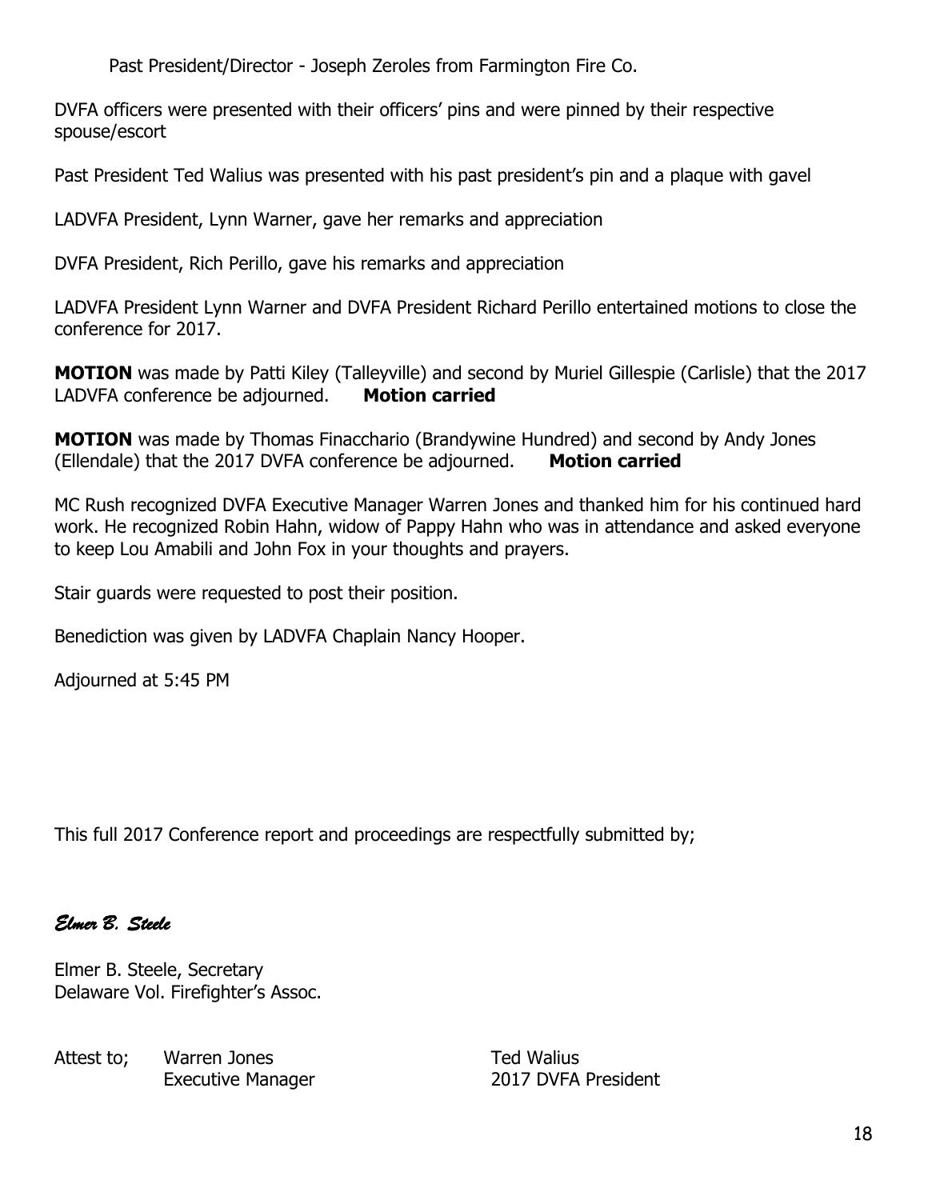Past President/Director - Joseph Zeroles from Farmington Fire Co.

DVFA officers were presented with their officers' pins and were pinned by their respective spouse/escort

Past President Ted Walius was presented with his past president's pin and a plaque with gavel

LADVFA President, Lynn Warner, gave her remarks and appreciation

DVFA President, Rich Perillo, gave his remarks and appreciation

LADVFA President Lynn Warner and DVFA President Richard Perillo entertained motions to close the conference for 2017.

**MOTION** was made by Patti Kiley (Talleyville) and second by Muriel Gillespie (Carlisle) that the 2017 LADVFA conference be adjourned. **Motion carried**

**MOTION** was made by Thomas Finacchario (Brandywine Hundred) and second by Andy Jones (Ellendale) that the 2017 DVFA conference be adjourned. **Motion carried**

MC Rush recognized DVFA Executive Manager Warren Jones and thanked him for his continued hard work. He recognized Robin Hahn, widow of Pappy Hahn who was in attendance and asked everyone to keep Lou Amabili and John Fox in your thoughts and prayers.

Stair guards were requested to post their position.

Benediction was given by LADVFA Chaplain Nancy Hooper.

Adjourned at 5:45 PM

This full 2017 Conference report and proceedings are respectfully submitted by;

*Elmer B. Steele*

Elmer B. Steele, Secretary
Delaware Vol. Firefighter's Assoc.

Attest to; Warren Jones
Executive Manager

Ted Walius
2017 DVFA President